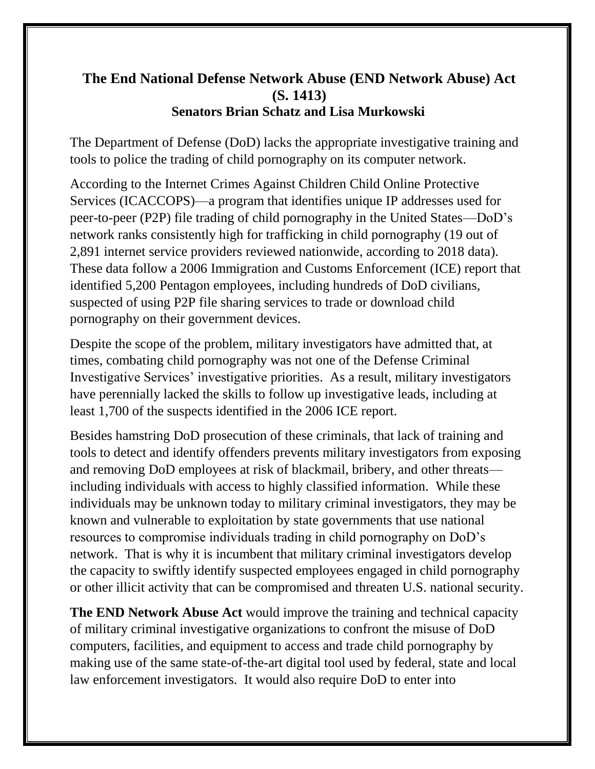# The End National Defense Network Abuse (END Network Abuse) Act (S. 1413)

## Senators Brian Schatz and Lisa Murkowski

The Department of Defense (DoD) lacks the appropriate investigative training and tools to police the trading of child pornography on its computer network.

According to the Internet Crimes Against Children Child Online Protective Services (ICACCOPS)—a program that identifies unique IP addresses used for peer-to-peer (P2P) file trading of child pornography in the United States—DoD's network ranks consistently high for trafficking in child pornography (19 out of 2,891 internet service providers reviewed nationwide, according to 2018 data). These data follow a 2006 Immigration and Customs Enforcement (ICE) report that identified 5,200 Pentagon employees, including hundreds of DoD civilians, suspected of using P2P file sharing services to trade or download child pornography on their government devices.

Despite the scope of the problem, military investigators have admitted that, at times, combating child pornography was not one of the Defense Criminal Investigative Services' investigative priorities. As a result, military investigators have perennially lacked the skills to follow up investigative leads, including at least 1,700 of the suspects identified in the 2006 ICE report.

Besides hamstring DoD prosecution of these criminals, that lack of training and tools to detect and identify offenders prevents military investigators from exposing and removing DoD employees at risk of blackmail, bribery, and other threats—including individuals with access to highly classified information. While these individuals may be unknown today to military criminal investigators, they may be known and vulnerable to exploitation by state governments that use national resources to compromise individuals trading in child pornography on DoD's network. That is why it is incumbent that military criminal investigators develop the capacity to swiftly identify suspected employees engaged in child pornography or other illicit activity that can be compromised and threaten U.S. national security.

**The END Network Abuse Act** would improve the training and technical capacity of military criminal investigative organizations to confront the misuse of DoD computers, facilities, and equipment to access and trade child pornography by making use of the same state-of-the-art digital tool used by federal, state and local law enforcement investigators. It would also require DoD to enter into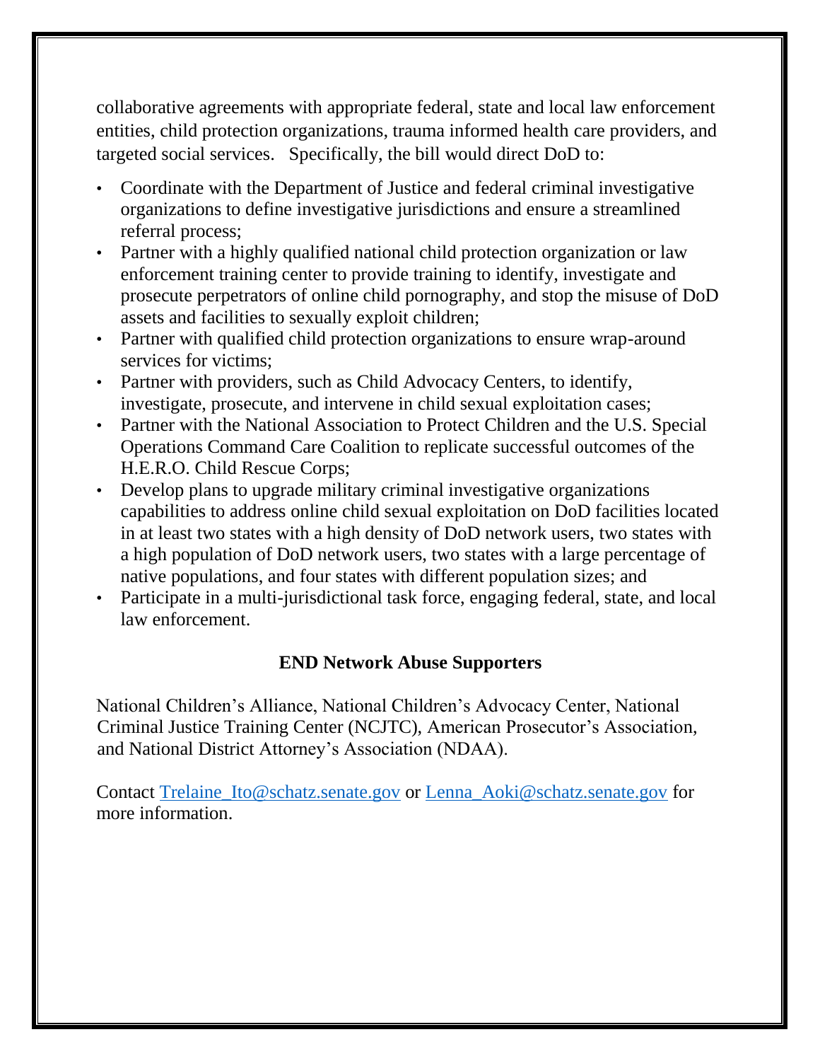collaborative agreements with appropriate federal, state and local law enforcement entities, child protection organizations, trauma informed health care providers, and targeted social services. Specifically, the bill would direct DoD to:

- Coordinate with the Department of Justice and federal criminal investigative organizations to define investigative jurisdictions and ensure a streamlined referral process;
- Partner with a highly qualified national child protection organization or law enforcement training center to provide training to identify, investigate and prosecute perpetrators of online child pornography, and stop the misuse of DoD assets and facilities to sexually exploit children;
- Partner with qualified child protection organizations to ensure wrap-around services for victims;
- Partner with providers, such as Child Advocacy Centers, to identify, investigate, prosecute, and intervene in child sexual exploitation cases;
- Partner with the National Association to Protect Children and the U.S. Special Operations Command Care Coalition to replicate successful outcomes of the H.E.R.O. Child Rescue Corps;
- Develop plans to upgrade military criminal investigative organizations capabilities to address online child sexual exploitation on DoD facilities located in at least two states with a high density of DoD network users, two states with a high population of DoD network users, two states with a large percentage of native populations, and four states with different population sizes; and
- Participate in a multi-jurisdictional task force, engaging federal, state, and local law enforcement.

**END Network Abuse Supporters**

National Children's Alliance, National Children's Advocacy Center, National Criminal Justice Training Center (NCJTC), American Prosecutor's Association, and National District Attorney's Association (NDAA).

Contact Trelaine_Ito@schatz.senate.gov or Lenna_Aoki@schatz.senate.gov for more information.